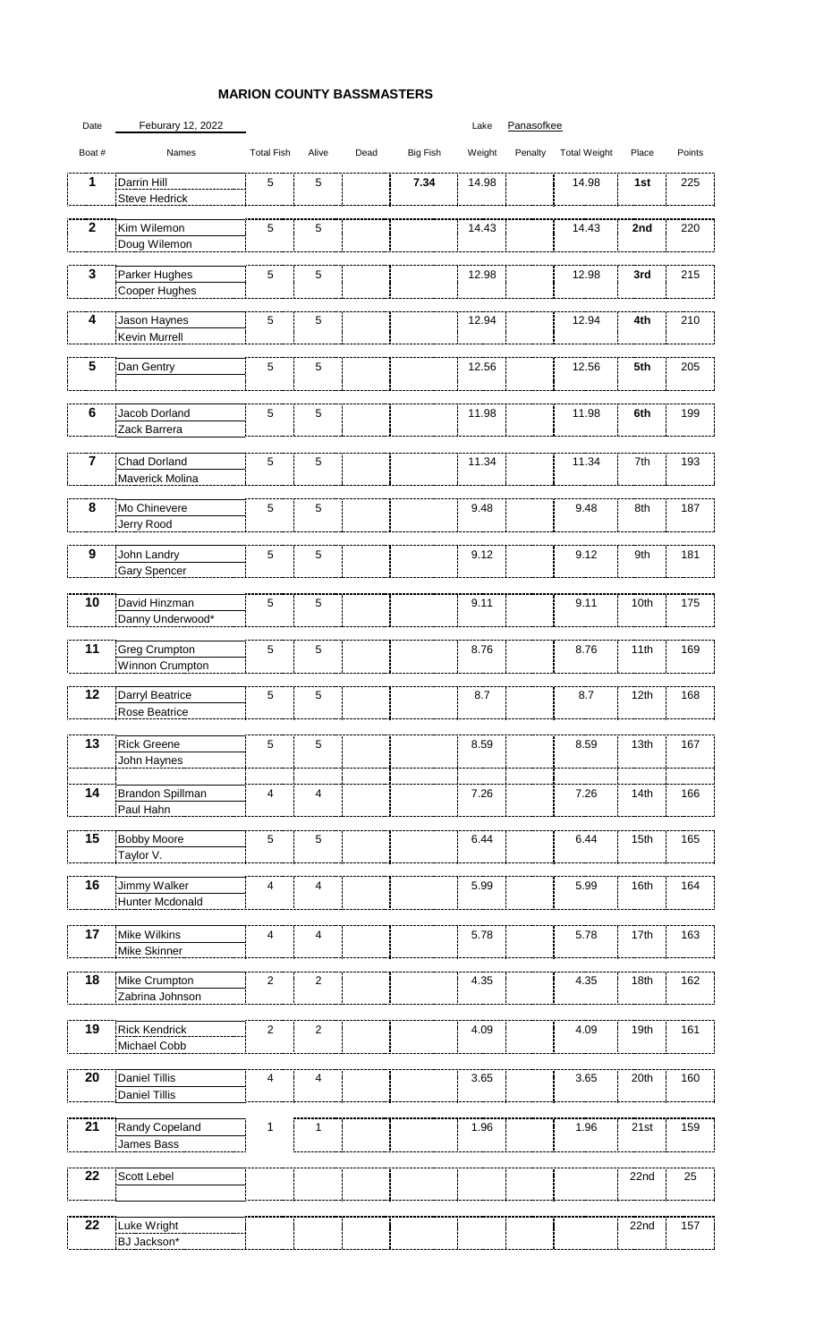# MARION COUNTY BASSMASTERS

Date: Feburary 12, 2022 Lake: Panasofkee

| Boat # | Names | Total Fish | Alive | Dead | Big Fish | Weight | Penalty | Total Weight | Place | Points |
|---|---|---|---|---|---|---|---|---|---|---|
| **1** | Darrin Hill<br>Steve Hedrick | 5 | 5 | | **7.34** | 14.98 | | 14.98 | **1st** | 225 |
| **2** | Kim Wilemon<br>Doug Wilemon | 5 | 5 | | | 14.43 | | 14.43 | **2nd** | 220 |
| **3** | Parker Hughes<br>Cooper Hughes | 5 | 5 | | | 12.98 | | 12.98 | **3rd** | 215 |
| **4** | Jason Haynes<br>Kevin Murrell | 5 | 5 | | | 12.94 | | 12.94 | **4th** | 210 |
| **5** | Dan Gentry | 5 | 5 | | | 12.56 | | 12.56 | **5th** | 205 |
| **6** | Jacob Dorland<br>Zack Barrera | 5 | 5 | | | 11.98 | | 11.98 | **6th** | 199 |
| **7** | Chad Dorland<br>Maverick Molina | 5 | 5 | | | 11.34 | | 11.34 | 7th | 193 |
| **8** | Mo Chinevere<br>Jerry Rood | 5 | 5 | | | 9.48 | | 9.48 | 8th | 187 |
| **9** | John Landry<br>Gary Spencer | 5 | 5 | | | 9.12 | | 9.12 | 9th | 181 |
| **10** | David Hinzman<br>Danny Underwood* | 5 | 5 | | | 9.11 | | 9.11 | 10th | 175 |
| **11** | Greg Crumpton<br>Winnon Crumpton | 5 | 5 | | | 8.76 | | 8.76 | 11th | 169 |
| **12** | Darryl Beatrice<br>Rose Beatrice | 5 | 5 | | | 8.7 | | 8.7 | 12th | 168 |
| **13** | Rick Greene<br>John Haynes | 5 | 5 | | | 8.59 | | 8.59 | 13th | 167 |
| **14** | Brandon Spillman<br>Paul Hahn | 4 | 4 | | | 7.26 | | 7.26 | 14th | 166 |
| **15** | Bobby Moore<br>Taylor V. | 5 | 5 | | | 6.44 | | 6.44 | 15th | 165 |
| **16** | Jimmy Walker<br>Hunter Mcdonald | 4 | 4 | | | 5.99 | | 5.99 | 16th | 164 |
| **17** | Mike Wilkins<br>Mike Skinner | 4 | 4 | | | 5.78 | | 5.78 | 17th | 163 |
| **18** | Mike Crumpton<br>Zabrina Johnson | 2 | 2 | | | 4.35 | | 4.35 | 18th | 162 |
| **19** | Rick Kendrick<br>Michael Cobb | 2 | 2 | | | 4.09 | | 4.09 | 19th | 161 |
| **20** | Daniel Tillis<br>Daniel Tillis | 4 | 4 | | | 3.65 | | 3.65 | 20th | 160 |
| **21** | Randy Copeland<br>James Bass | 1 | 1 | | | 1.96 | | 1.96 | 21st | 159 |
| **22** | Scott Lebel | | | | | | | | 22nd | 25 |
| **22** | Luke Wright<br>BJ Jackson* | | | | | | | | 22nd | 157 |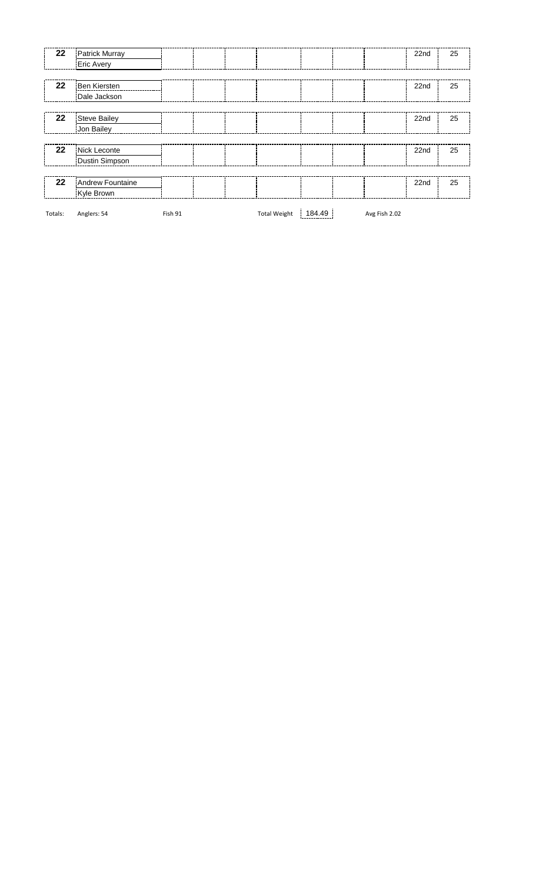| | | | | | | | | | | |
|---|---|---|---|---|---|---|---|---|---|---|
| 22 | Patrick Murray<br>Eric Avery | | | | | | | | 22nd | 25 |
| 22 | Ben Kiersten<br>Dale Jackson | | | | | | | | 22nd | 25 |
| 22 | Steve Bailey<br>Jon Bailey | | | | | | | | 22nd | 25 |
| 22 | Nick Leconte<br>Dustin Simpson | | | | | | | | 22nd | 25 |
| 22 | Andrew Fountaine<br>Kyle Brown | | | | | | | | 22nd | 25 |

Totals: Anglers: 54 Fish 91 Total Weight 184.49 Avg Fish 2.02